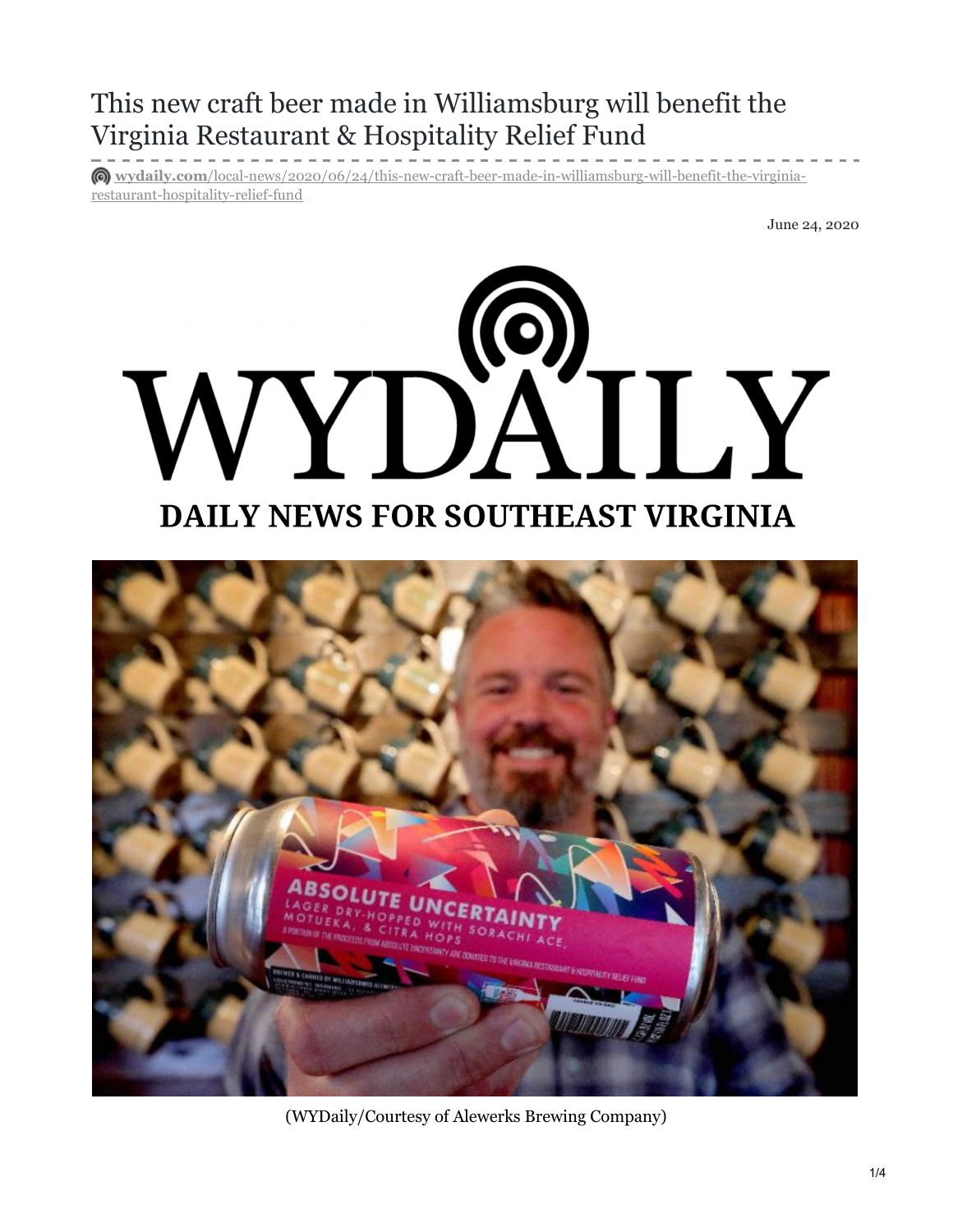# This new craft beer made in Williamsburg will benefit the Virginia Restaurant & Hospitality Relief Fund

**wydaily.com**/local-news/2020/06/24/this-new-craft-beer-made-in-williamsburg-will-benefit-the-virginia-restaurant-hospitality-relief-fund

June 24, 2020

(WYDaily/Courtesy of Alewerks Brewing Company)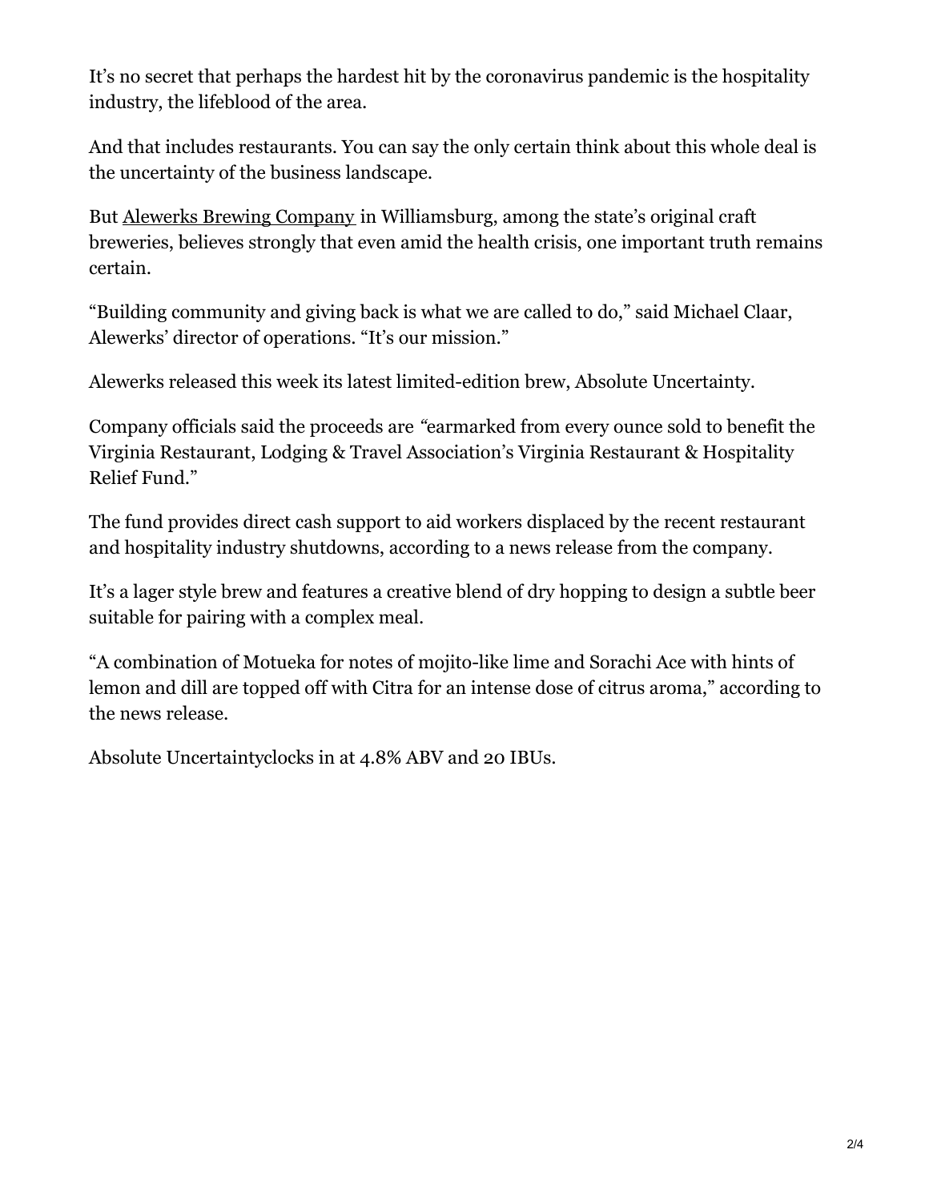It's no secret that perhaps the hardest hit by the coronavirus pandemic is the hospitality industry, the lifeblood of the area.

And that includes restaurants. You can say the only certain think about this whole deal is the uncertainty of the business landscape.

But Alewerks Brewing Company in Williamsburg, among the state's original craft breweries, believes strongly that even amid the health crisis, one important truth remains certain.

"Building community and giving back is what we are called to do," said Michael Claar, Alewerks' director of operations. "It's our mission."

Alewerks released this week its latest limited-edition brew, Absolute Uncertainty.

Company officials said the proceeds are *"*earmarked from every ounce sold to benefit the Virginia Restaurant, Lodging & Travel Association's Virginia Restaurant & Hospitality Relief Fund."

The fund provides direct cash support to aid workers displaced by the recent restaurant and hospitality industry shutdowns, according to a news release from the company.

It's a lager style brew and features a creative blend of dry hopping to design a subtle beer suitable for pairing with a complex meal.

"A combination of Motueka for notes of mojito-like lime and Sorachi Ace with hints of lemon and dill are topped off with Citra for an intense dose of citrus aroma," according to the news release.

Absolute Uncertaintyclocks in at 4.8% ABV and 20 IBUs.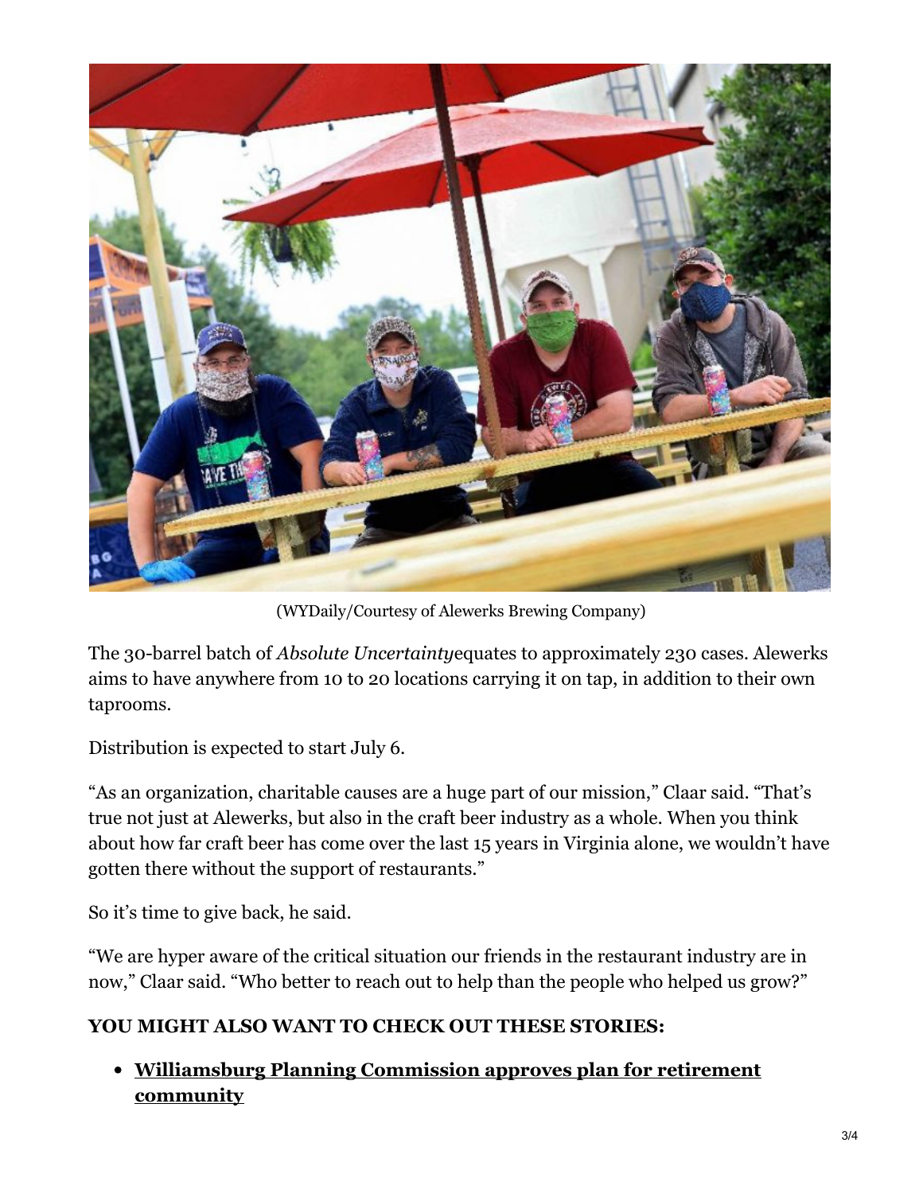(WYDaily/Courtesy of Alewerks Brewing Company)

The 30-barrel batch of *Absolute Uncertainty*equates to approximately 230 cases. Alewerks aims to have anywhere from 10 to 20 locations carrying it on tap, in addition to their own taprooms.

Distribution is expected to start July 6.

"As an organization, charitable causes are a huge part of our mission," Claar said. "That's true not just at Alewerks, but also in the craft beer industry as a whole. When you think about how far craft beer has come over the last 15 years in Virginia alone, we wouldn't have gotten there without the support of restaurants."

So it's time to give back, he said.

"We are hyper aware of the critical situation our friends in the restaurant industry are in now," Claar said. "Who better to reach out to help than the people who helped us grow?"

**YOU MIGHT ALSO WANT TO CHECK OUT THESE STORIES:**

- **Williamsburg Planning Commission approves plan for retirement community**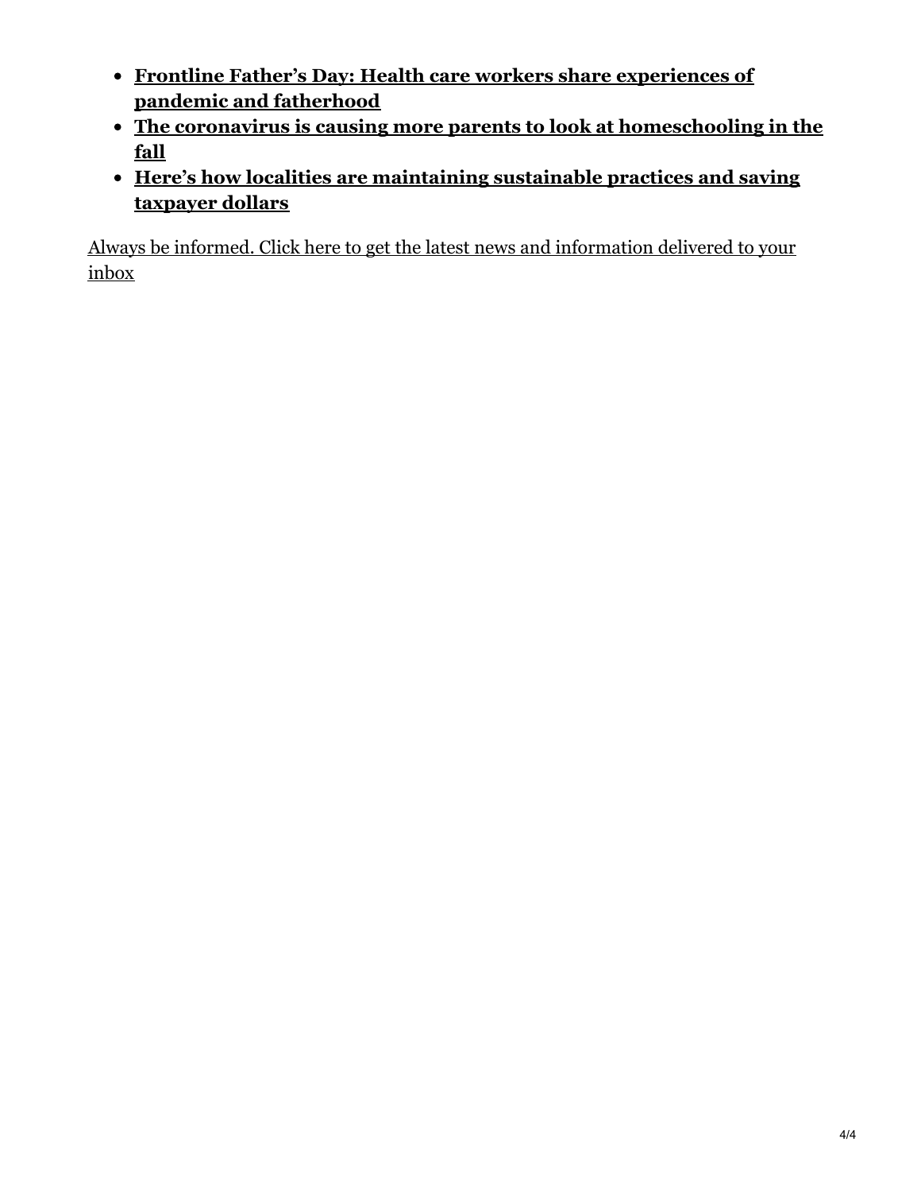- **Frontline Father's Day: Health care workers share experiences of pandemic and fatherhood**
- **The coronavirus is causing more parents to look at homeschooling in the fall**
- **Here's how localities are maintaining sustainable practices and saving taxpayer dollars**

Always be informed. Click here to get the latest news and information delivered to your inbox